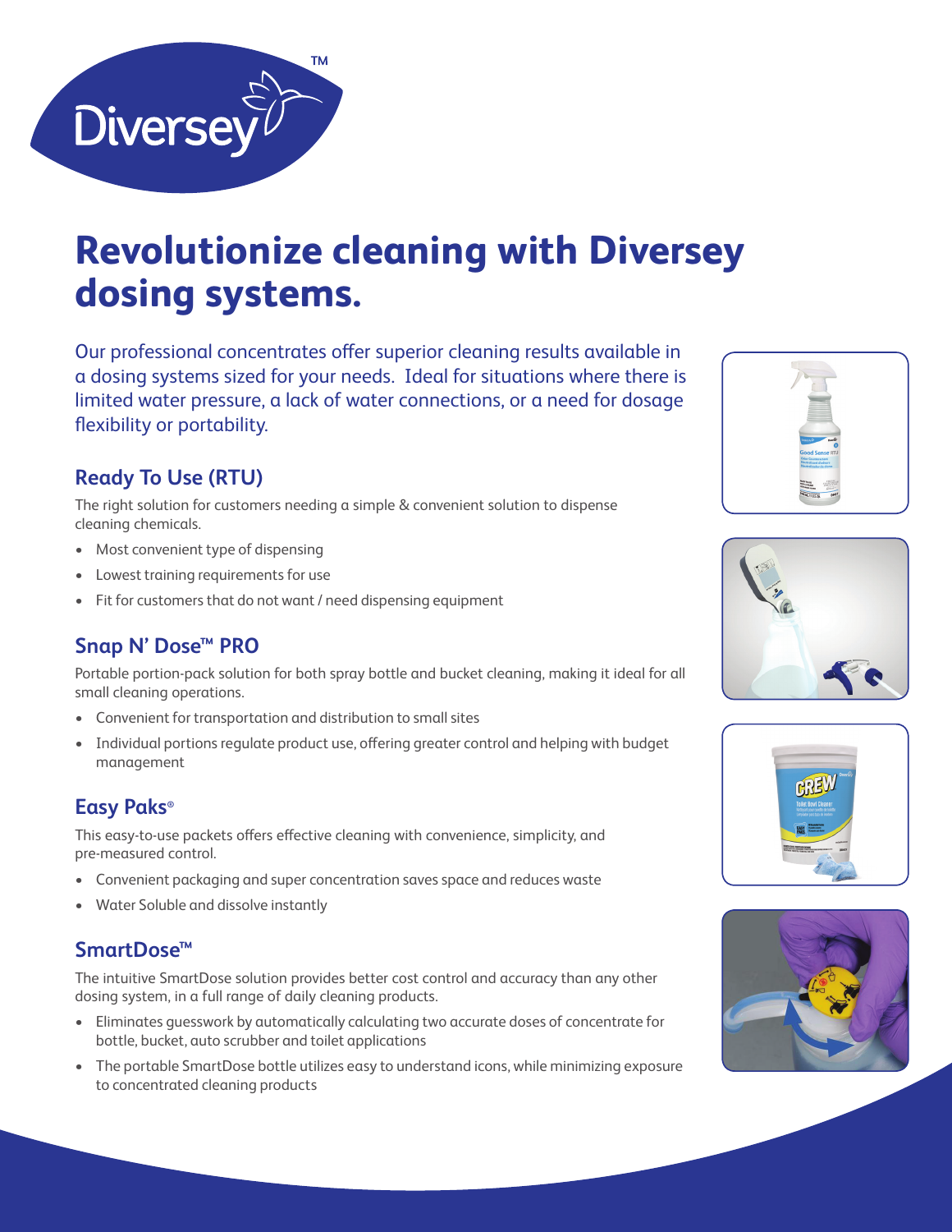Diversey™

# Revolutionize cleaning with Diversey dosing systems.

Our professional concentrates offer superior cleaning results available in a dosing systems sized for your needs. Ideal for situations where there is limited water pressure, a lack of water connections, or a need for dosage flexibility or portability.

## Ready To Use (RTU)

The right solution for customers needing a simple & convenient solution to dispense cleaning chemicals.

- Most convenient type of dispensing
- Lowest training requirements for use
- Fit for customers that do not want / need dispensing equipment

## Snap N' Dose™ PRO

Portable portion-pack solution for both spray bottle and bucket cleaning, making it ideal for all small cleaning operations.

- Convenient for transportation and distribution to small sites
- Individual portions regulate product use, offering greater control and helping with budget management

## Easy Paks®

This easy-to-use packets offers effective cleaning with convenience, simplicity, and pre-measured control.

- Convenient packaging and super concentration saves space and reduces waste
- Water Soluble and dissolve instantly

## SmartDose™

The intuitive SmartDose solution provides better cost control and accuracy than any other dosing system, in a full range of daily cleaning products.

- Eliminates guesswork by automatically calculating two accurate doses of concentrate for bottle, bucket, auto scrubber and toilet applications
- The portable SmartDose bottle utilizes easy to understand icons, while minimizing exposure to concentrated cleaning products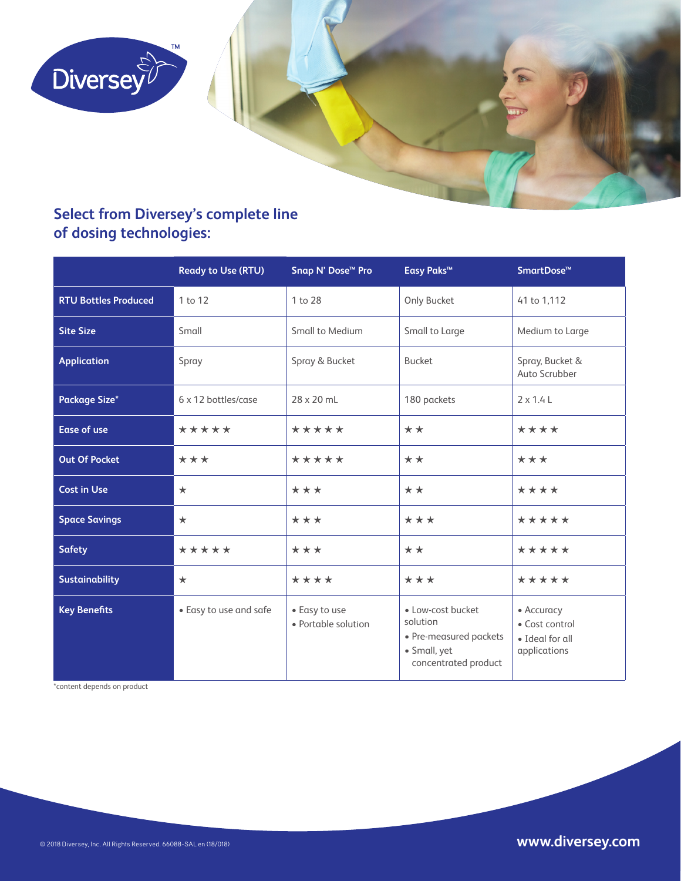## Select from Diversey's complete line of dosing technologies:

| | Ready to Use (RTU) | Snap N' Dose™ Pro | Easy Paks™ | SmartDose™ |
|---|---|---|---|---|
| **RTU Bottles Produced** | 1 to 12 | 1 to 28 | Only Bucket | 41 to 1,112 |
| **Site Size** | Small | Small to Medium | Small to Large | Medium to Large |
| **Application** | Spray | Spray & Bucket | Bucket | Spray, Bucket & Auto Scrubber |
| **Package Size*** | 6 x 12 bottles/case | 28 x 20 mL | 180 packets | 2 x 1.4 L |
| **Ease of use** | ★★★★★ | ★★★★★ | ★★ | ★★★★ |
| **Out Of Pocket** | ★★★ | ★★★★★ | ★★ | ★★★ |
| **Cost in Use** | ★ | ★★★ | ★★ | ★★★★ |
| **Space Savings** | ★ | ★★★ | ★★★ | ★★★★★ |
| **Safety** | ★★★★★ | ★★★ | ★★ | ★★★★★ |
| **Sustainability** | ★ | ★★★★ | ★★★ | ★★★★★ |
| **Key Benefits** | • Easy to use and safe | • Easy to use<br>• Portable solution | • Low-cost bucket solution<br>• Pre-measured packets<br>• Small, yet concentrated product | • Accuracy<br>• Cost control<br>• Ideal for all applications |

*content depends on product

© 2018 Diversey, Inc. All Rights Reserved. 66088-SAL en (18/018)

www.diversey.com